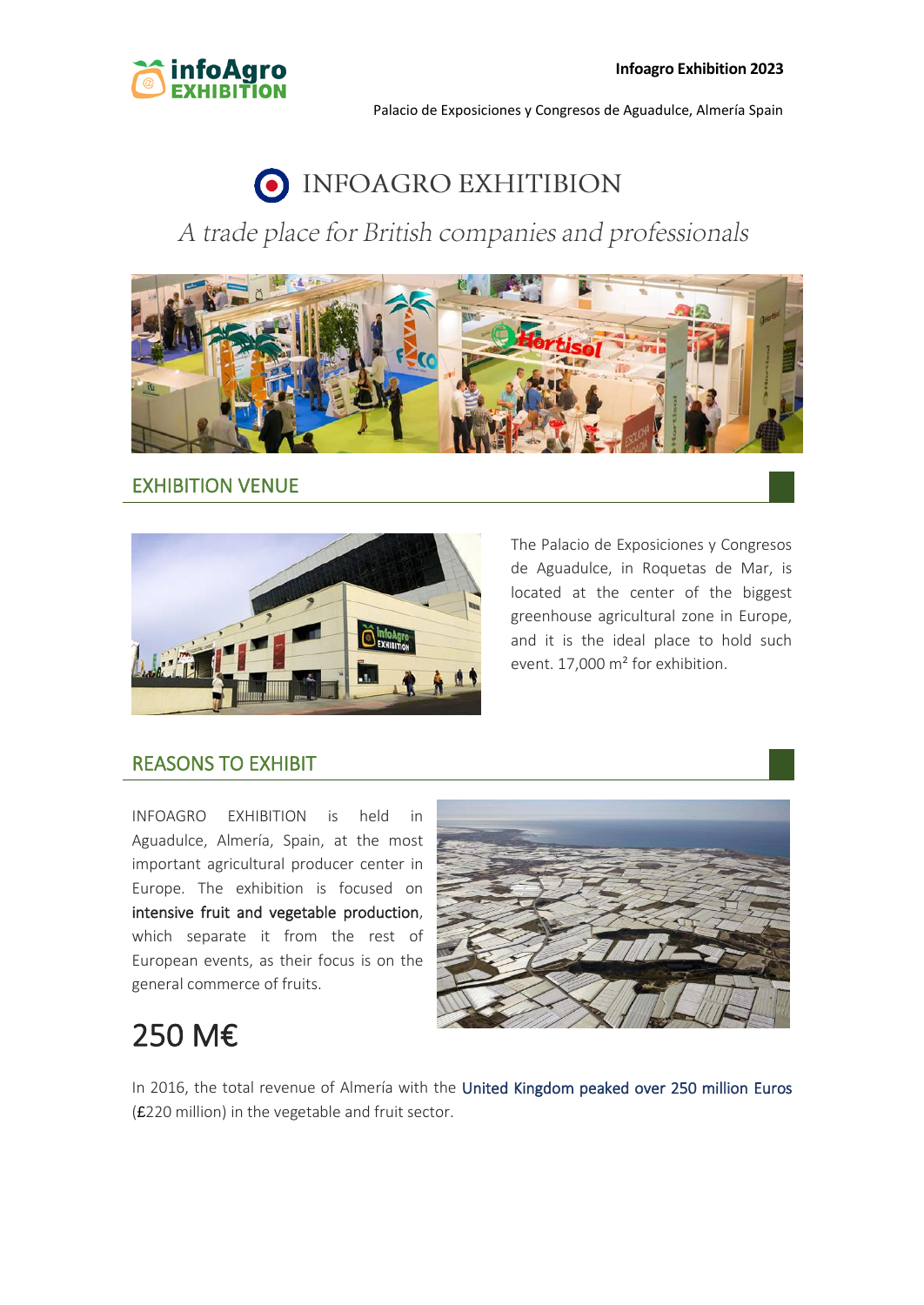# INFOAGRO EXHITIBION

*A trade place for British companies and professionals*

## EXHIBITION VENUE

The Palacio de Exposiciones y Congresos de Aguadulce, in Roquetas de Mar, is located at the center of the biggest greenhouse agricultural zone in Europe, and it is the ideal place to hold such event. 17,000 m² for exhibition.

## REASONS TO EXHIBIT

INFOAGRO EXHIBITION is held in Aguadulce, Almería, Spain, at the most important agricultural producer center in Europe. The exhibition is focused on **intensive fruit and vegetable production**, which separate it from the rest of European events, as their focus is on the general commerce of fruits.

# 250 M€

In 2016, the total revenue of Almería with the United Kingdom peaked over 250 million Euros (£220 million) in the vegetable and fruit sector.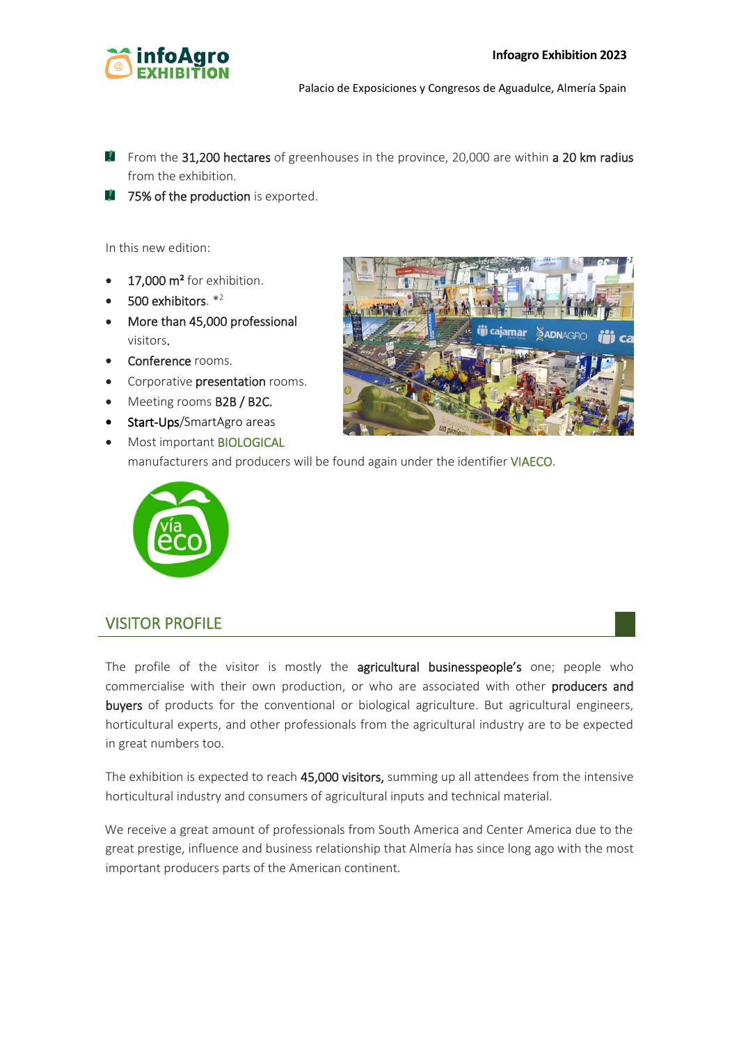- From the **31,200 hectares** of greenhouses in the province, 20,000 are within **a 20 km radius** from the exhibition.
- **75% of the production** is exported.

In this new edition:

- **17,000 m²** for exhibition.
- **500 exhibitors**. *[2]
- **More than 45,000 professional** visitors.
- **Conference** rooms.
- Corporative **presentation** rooms.
- Meeting rooms **B2B / B2C.**
- **Start-Ups**/SmartAgro areas
- Most important **BIOLOGICAL** manufacturers and producers will be found again under the identifier **VIAECO**.

## VISITOR PROFILE

The profile of the visitor is mostly the **agricultural businesspeople's** one; people who commercialise with their own production, or who are associated with other **producers and buyers** of products for the conventional or biological agriculture. But agricultural engineers, horticultural experts, and other professionals from the agricultural industry are to be expected in great numbers too.

The exhibition is expected to reach **45,000 visitors,** summing up all attendees from the intensive horticultural industry and consumers of agricultural inputs and technical material.

We receive a great amount of professionals from South America and Center America due to the great prestige, influence and business relationship that Almería has since long ago with the most important producers parts of the American continent.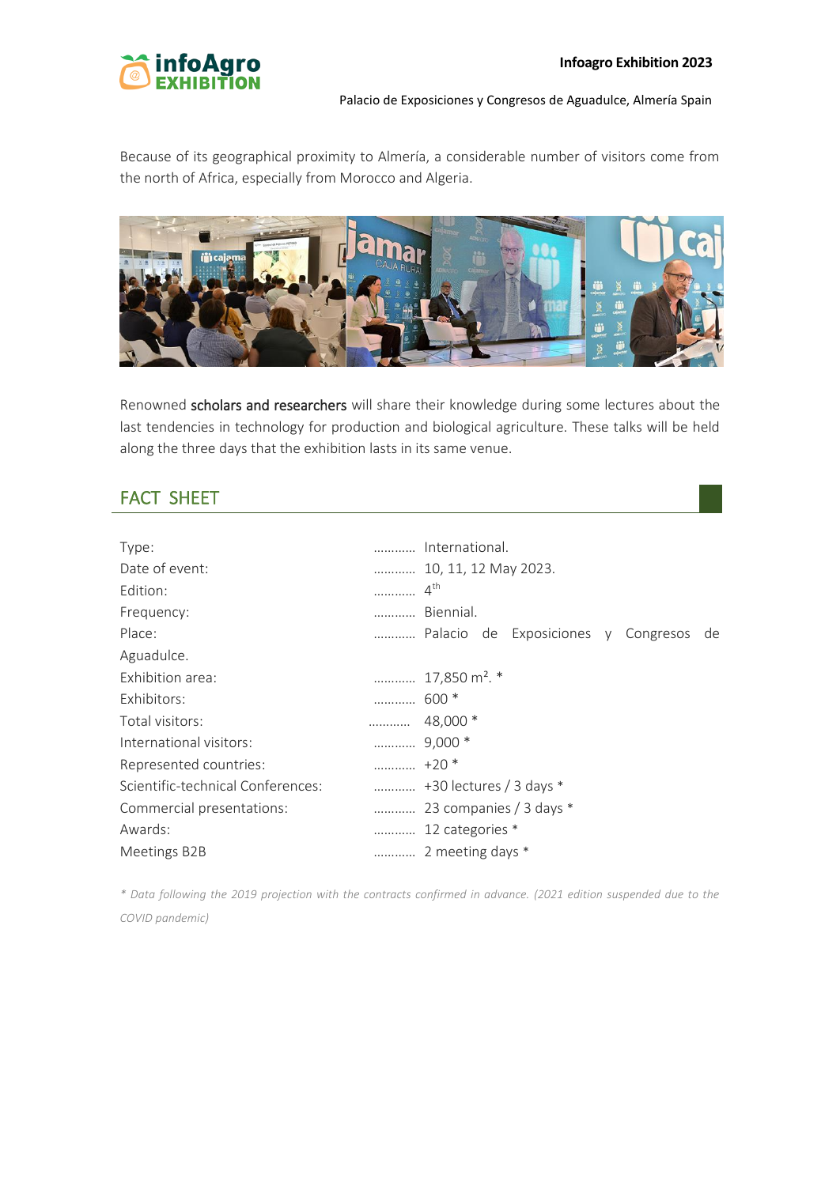Because of its geographical proximity to Almería, a considerable number of visitors come from the north of Africa, especially from Morocco and Algeria.

Renowned **scholars and researchers** will share their knowledge during some lectures about the last tendencies in technology for production and biological agriculture. These talks will be held along the three days that the exhibition lasts in its same venue.

## FACT SHEET

| | |
|---|---|
| Type: | International. |
| Date of event: | 10, 11, 12 May 2023. |
| Edition: | 4th |
| Frequency: | Biennial. |
| Place: | Palacio de Exposiciones y Congresos de Aguadulce. |
| Exhibition area: | 17,850 m². * |
| Exhibitors: | 600 * |
| Total visitors: | 48,000 * |
| International visitors: | 9,000 * |
| Represented countries: | +20 * |
| Scientific-technical Conferences: | +30 lectures / 3 days * |
| Commercial presentations: | 23 companies / 3 days * |
| Awards: | 12 categories * |
| Meetings B2B | 2 meeting days * |

*\* Data following the 2019 projection with the contracts confirmed in advance. (2021 edition suspended due to the COVID pandemic)*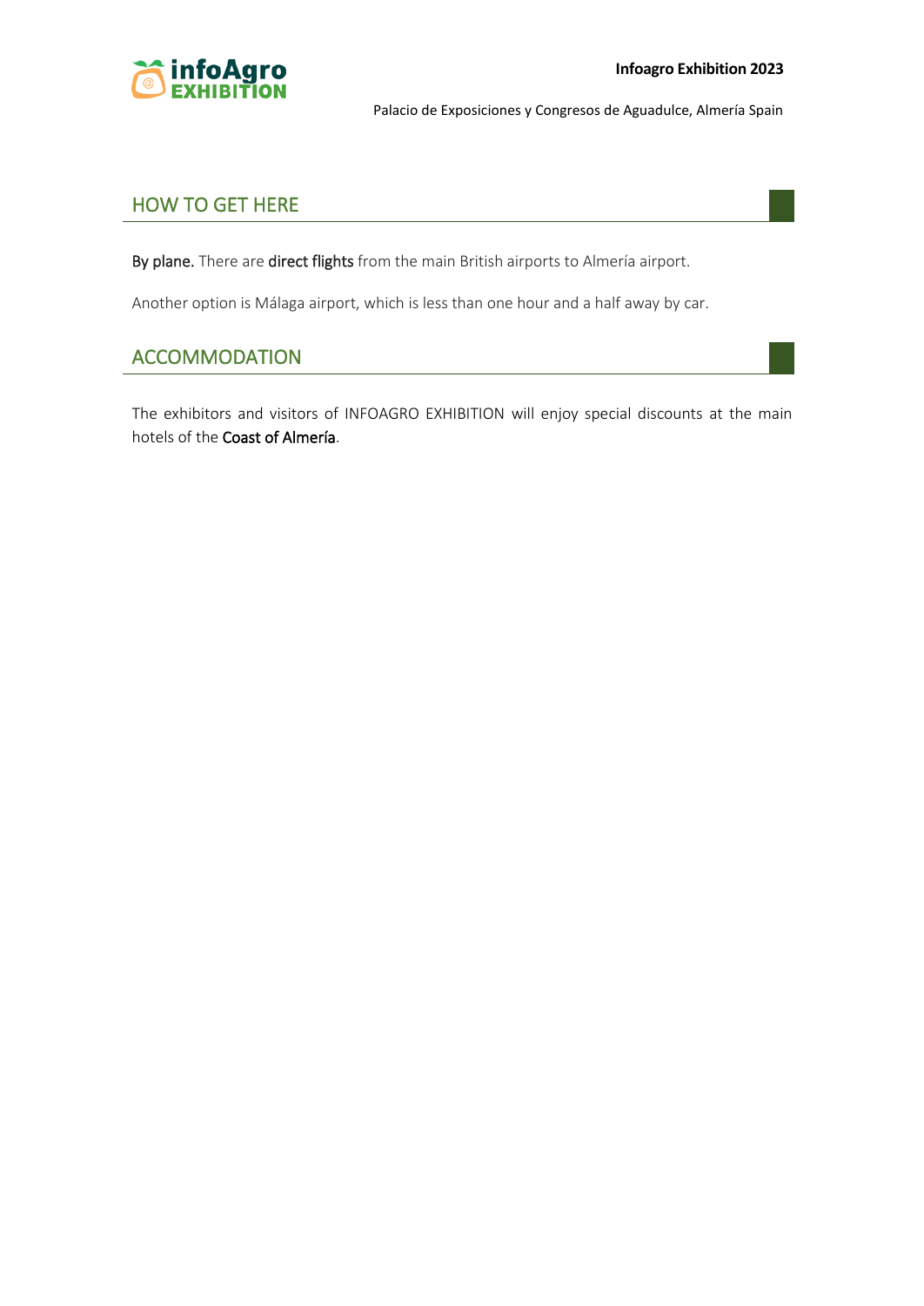## HOW TO GET HERE

**By plane.** There are **direct flights** from the main British airports to Almería airport.

Another option is Málaga airport, which is less than one hour and a half away by car.

## ACCOMMODATION

The exhibitors and visitors of INFOAGRO EXHIBITION will enjoy special discounts at the main hotels of the **Coast of Almería**.